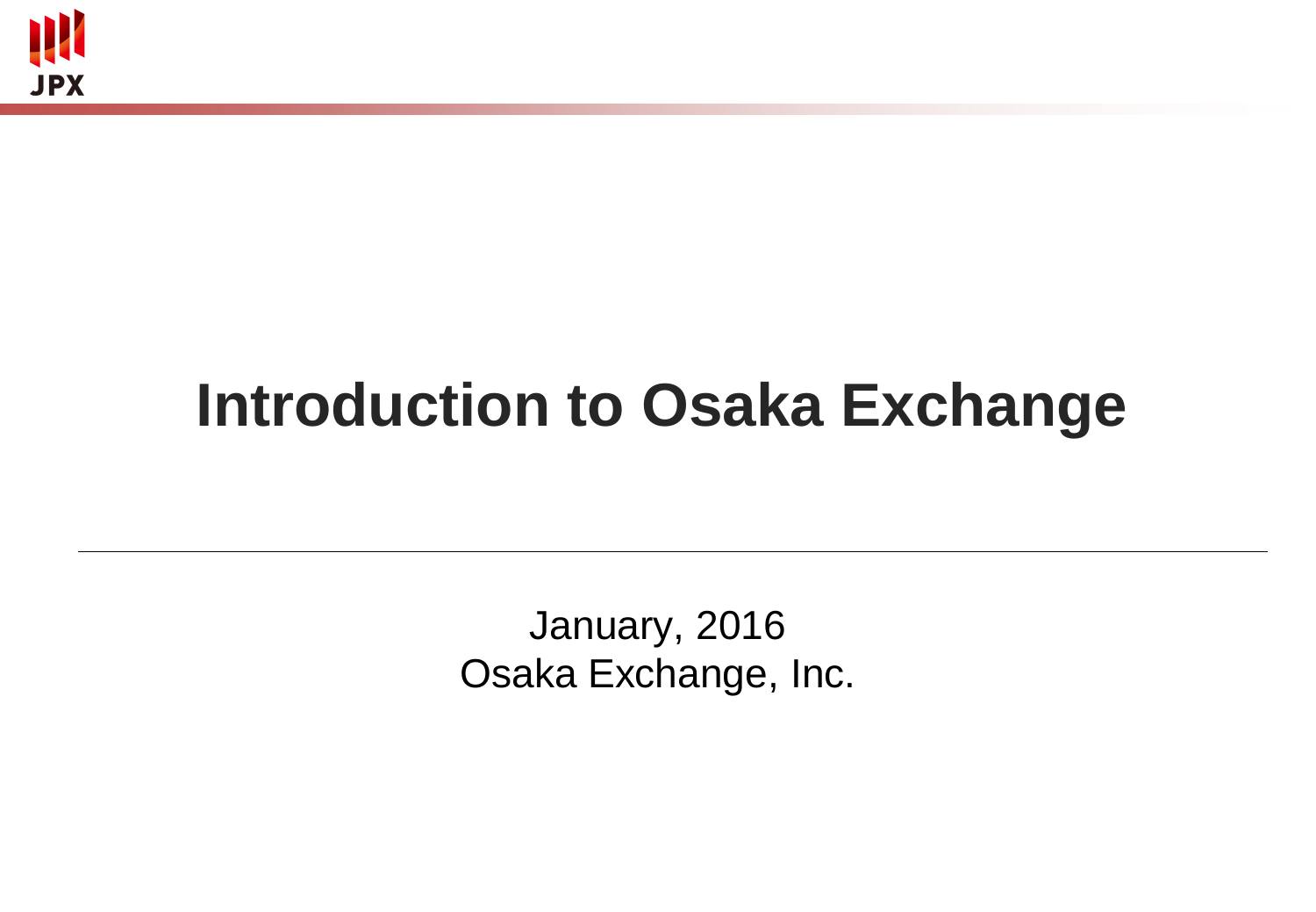# Introduction to Osaka Exchange

January, 2016
Osaka Exchange, Inc.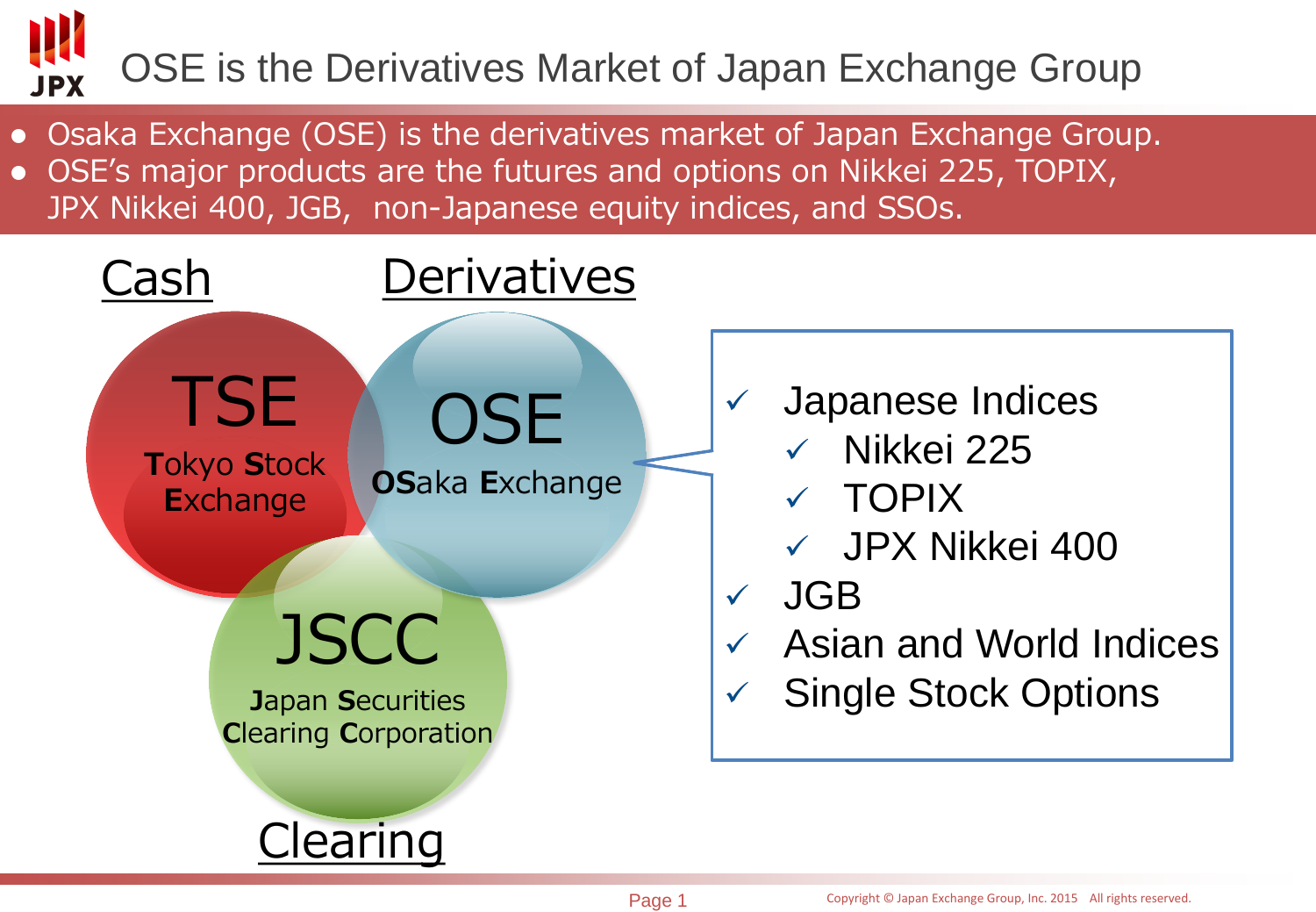# OSE is the Derivatives Market of Japan Exchange Group

- Osaka Exchange (OSE) is the derivatives market of Japan Exchange Group.
- OSE's major products are the futures and options on Nikkei 225, TOPIX, JPX Nikkei 400, JGB, non-Japanese equity indices, and SSOs.

Cash

Derivatives

Clearing

**TSE** — **T**okyo **S**tock **E**xchange

**OSE** — **OS**aka **E**xchange

**JSCC** — **J**apan **S**ecurities **C**learing **C**orporation

- ✓ Japanese Indices
  - ✓ Nikkei 225
  - ✓ TOPIX
  - ✓ JPX Nikkei 400
- ✓ JGB
- ✓ Asian and World Indices
- ✓ Single Stock Options

Copyright © Japan Exchange Group, Inc. 2015 All rights reserved.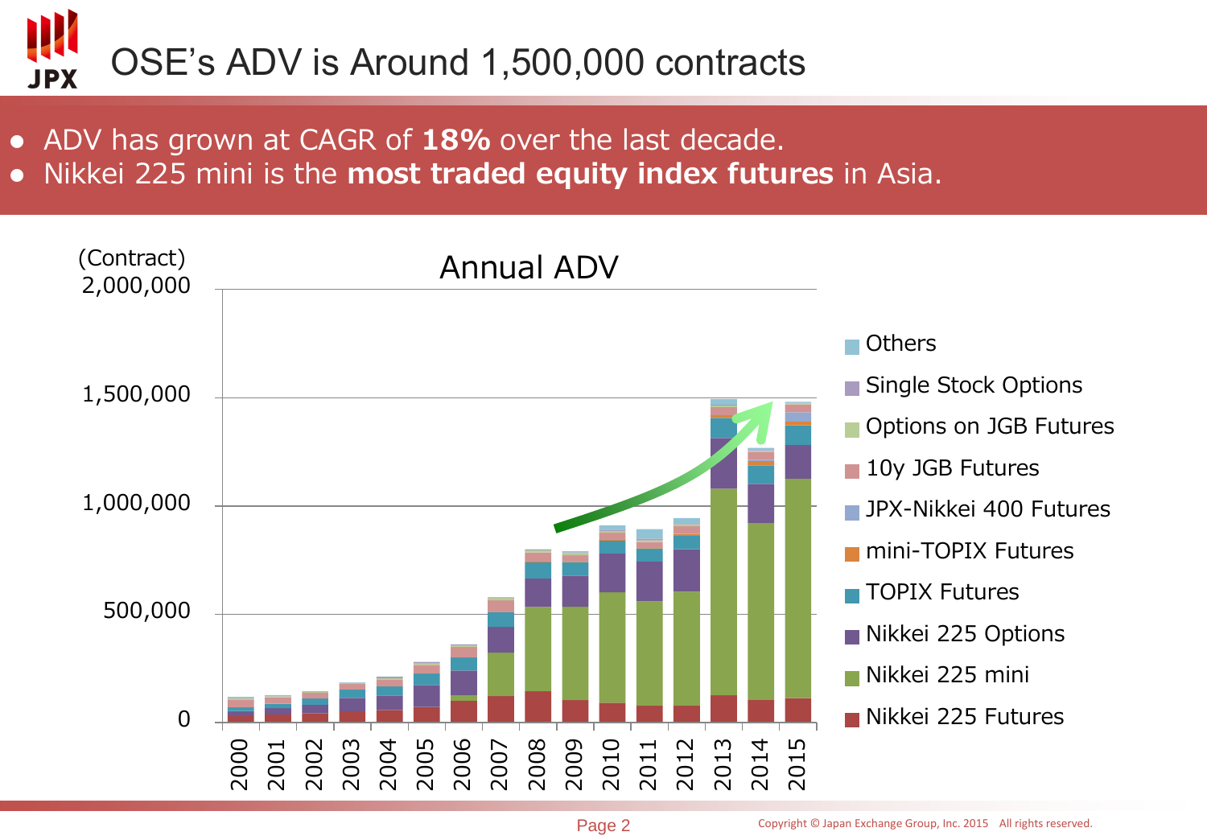# OSE's ADV is Around 1,500,000 contracts

- ADV has grown at CAGR of **18%** over the last decade.
- Nikkei 225 mini is the **most traded equity index futures** in Asia.

Annual ADV

(Contract)

Legend: Others, Single Stock Options, Options on JGB Futures, 10y JGB Futures, JPX-Nikkei 400 Futures, mini-TOPIX Futures, TOPIX Futures, Nikkei 225 Options, Nikkei 225 mini, Nikkei 225 Futures

Y-axis: 0, 500,000, 1,000,000, 1,500,000, 2,000,000

X-axis: 2000, 2001, 2002, 2003, 2004, 2005, 2006, 2007, 2008, 2009, 2010, 2011, 2012, 2013, 2014, 2015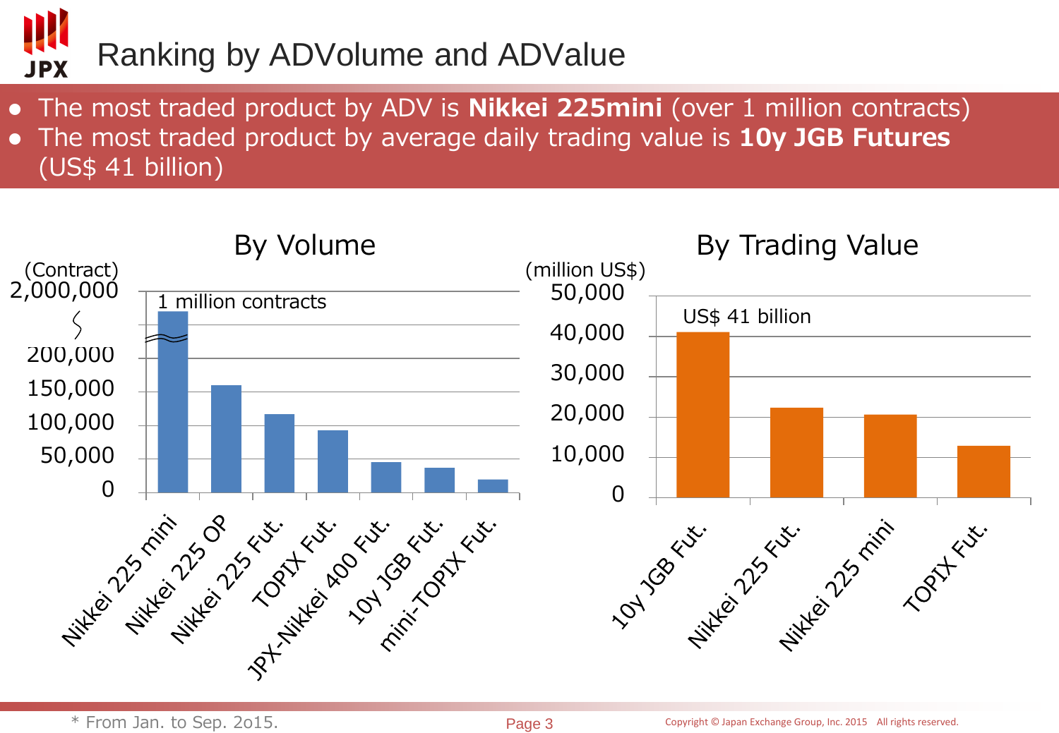# Ranking by ADVolume and ADValue

- The most traded product by ADV is **Nikkei 225mini** (over 1 million contracts)
- The most traded product by average daily trading value is **10y JGB Futures** (US$ 41 billion)

**By Volume**

(Contract)

2,000,000 / 200,000 / 150,000 / 100,000 / 50,000 / 0

1 million contracts

Nikkei 225 mini, Nikkei 225 OP, Nikkei 225 Fut., TOPIX Fut., JPX-Nikkei 400 Fut., 10y JGB Fut., mini-TOPIX Fut.

**By Trading Value**

(million US$)

50,000 / 40,000 / 30,000 / 20,000 / 10,000 / 0

US$ 41 billion

10y JGB Fut., Nikkei 225 Fut., Nikkei 225 mini, TOPIX Fut.

\* From Jan. to Sep. 2o15.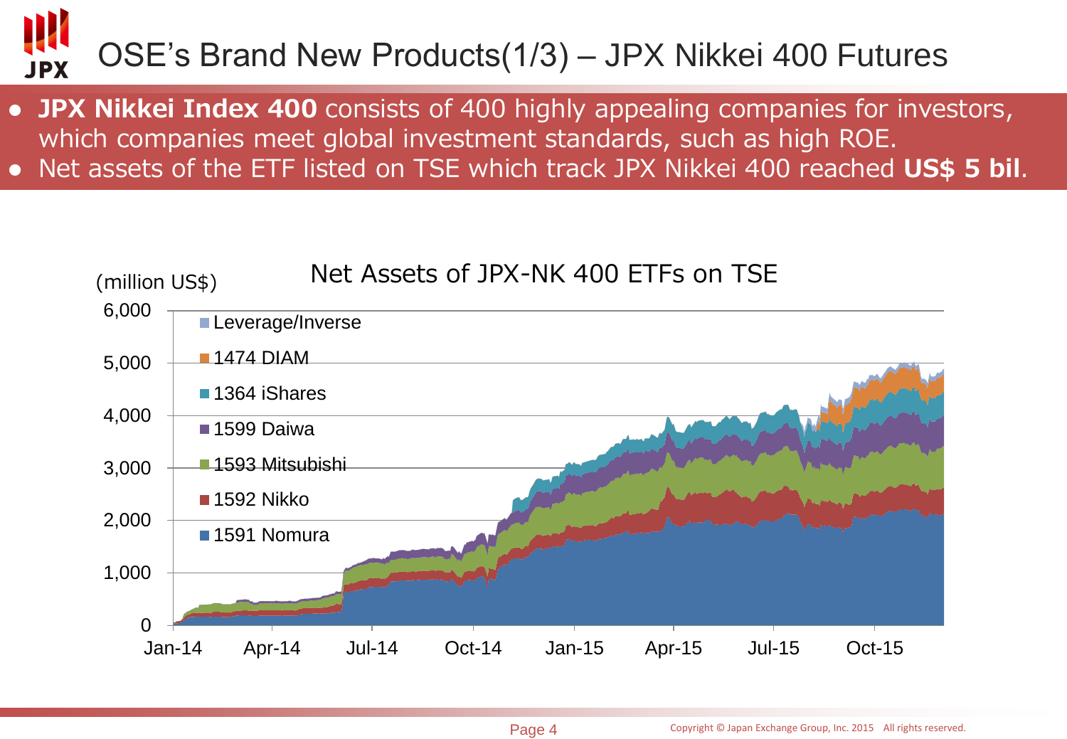# OSE's Brand New Products(1/3) – JPX Nikkei 400 Futures

- **JPX Nikkei Index 400** consists of 400 highly appealing companies for investors, which companies meet global investment standards, such as high ROE.
- Net assets of the ETF listed on TSE which track JPX Nikkei 400 reached **US$ 5 bil**.

Net Assets of JPX-NK 400 ETFs on TSE

(million US$)

Legend: Leverage/Inverse, 1474 DIAM, 1364 iShares, 1599 Daiwa, 1593 Mitsubishi, 1592 Nikko, 1591 Nomura

Y-axis: 0, 1,000, 2,000, 3,000, 4,000, 5,000, 6,000

X-axis: Jan-14, Apr-14, Jul-14, Oct-14, Jan-15, Apr-15, Jul-15, Oct-15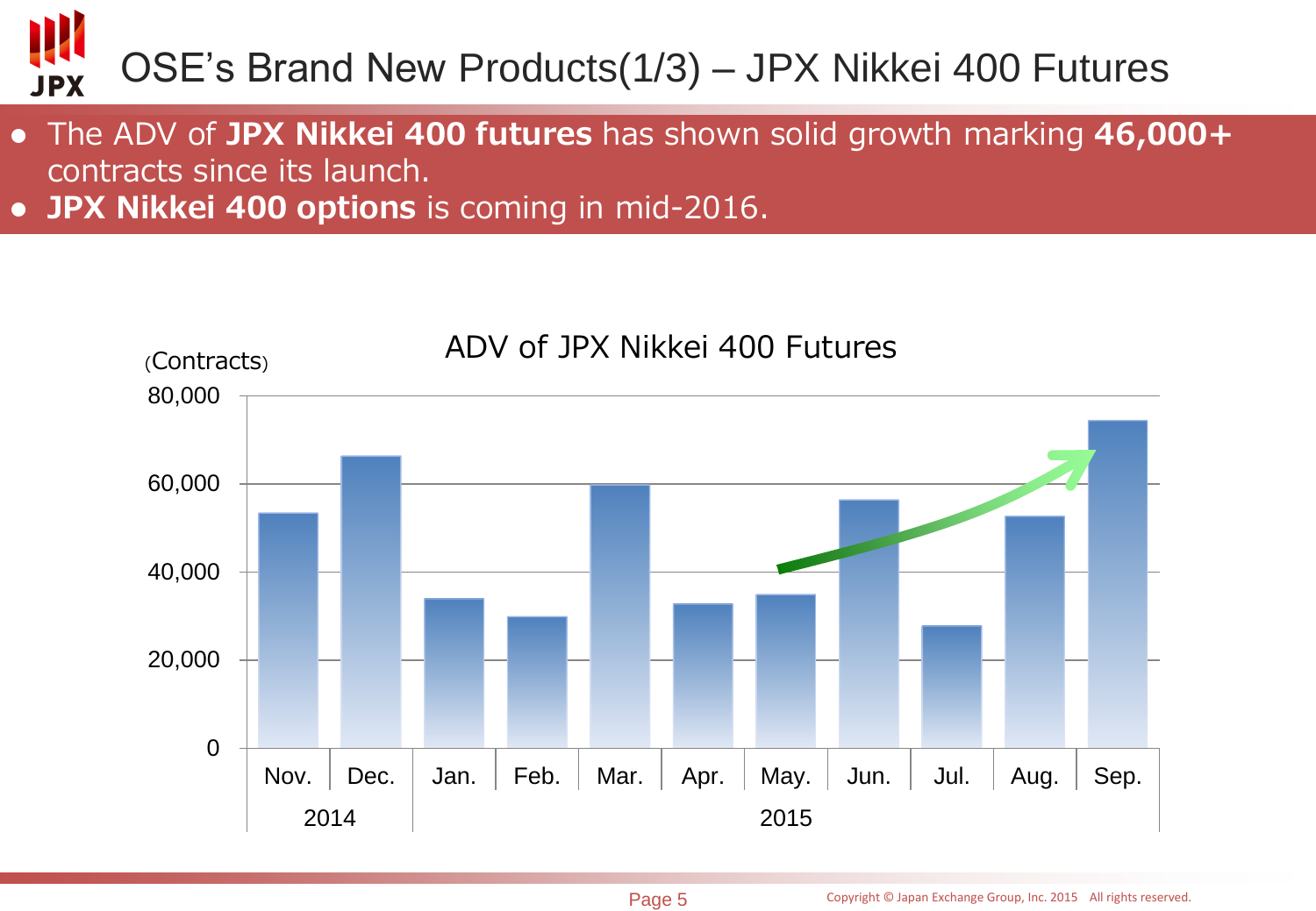# OSE's Brand New Products(1/3) – JPX Nikkei 400 Futures

- The ADV of **JPX Nikkei 400 futures** has shown solid growth marking **46,000+** contracts since its launch.
- **JPX Nikkei 400 options** is coming in mid-2016.

ADV of JPX Nikkei 400 Futures

(Contracts)

| Year | Month | ADV (approx.) |
|---|---|---|
| 2014 | Nov. | 53,000 |
| 2014 | Dec. | 66,000 |
| 2015 | Jan. | 34,000 |
| 2015 | Feb. | 30,000 |
| 2015 | Mar. | 60,000 |
| 2015 | Apr. | 33,000 |
| 2015 | May. | 35,000 |
| 2015 | Jun. | 56,000 |
| 2015 | Jul. | 28,000 |
| 2015 | Aug. | 53,000 |
| 2015 | Sep. | 74,000 |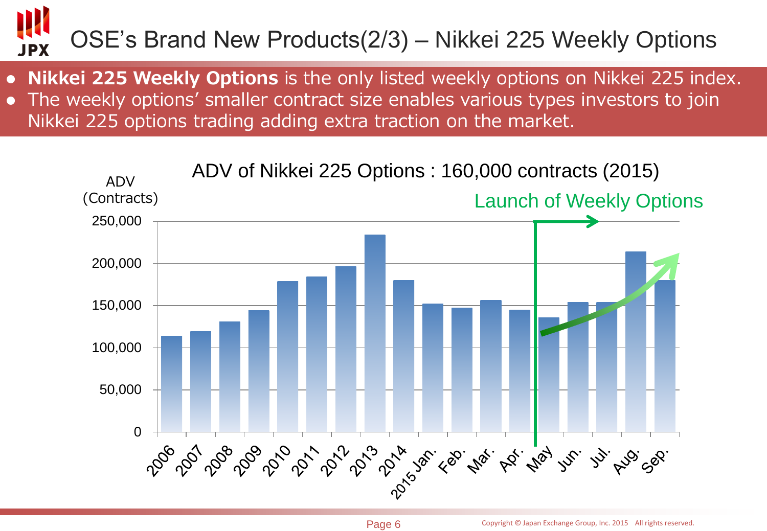# OSE's Brand New Products(2/3) – Nikkei 225 Weekly Options

- **Nikkei 225 Weekly Options** is the only listed weekly options on Nikkei 225 index.
- The weekly options' smaller contract size enables various types investors to join Nikkei 225 options trading adding extra traction on the market.

ADV of Nikkei 225 Options : 160,000 contracts (2015)

ADV (Contracts)

Launch of Weekly Options

| Period | ADV (Contracts, approx.) |
|---|---|
| 2006 | 114,000 |
| 2007 | 119,000 |
| 2008 | 131,000 |
| 2009 | 144,000 |
| 2010 | 179,000 |
| 2011 | 184,000 |
| 2012 | 196,000 |
| 2013 | 234,000 |
| 2014 | 180,000 |
| 2015 Jan. | 152,000 |
| Feb. | 147,000 |
| Mar. | 156,000 |
| Apr. | 145,000 |
| May | 136,000 |
| Jun. | 154,000 |
| Jul. | 154,000 |
| Aug. | 214,000 |
| Sep. | 180,000 |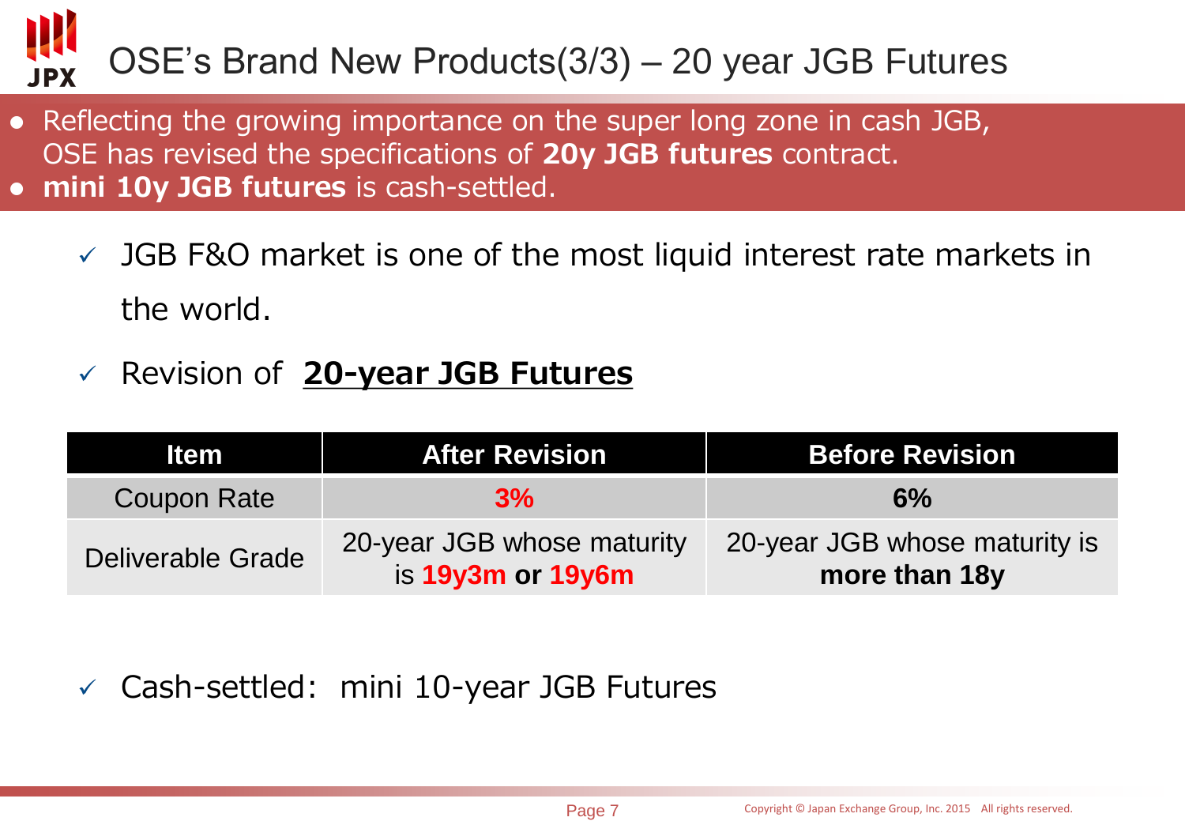# OSE's Brand New Products(3/3) – 20 year JGB Futures

- Reflecting the growing importance on the super long zone in cash JGB, OSE has revised the specifications of **20y JGB futures** contract.
- **mini 10y JGB futures** is cash-settled.

✓ JGB F&O market is one of the most liquid interest rate markets in the world.

✓ Revision of **20-year JGB Futures**

| Item | After Revision | Before Revision |
|---|---|---|
| Coupon Rate | **3%** | **6%** |
| Deliverable Grade | 20-year JGB whose maturity is **19y3m or 19y6m** | 20-year JGB whose maturity is **more than 18y** |

✓ Cash-settled: mini 10-year JGB Futures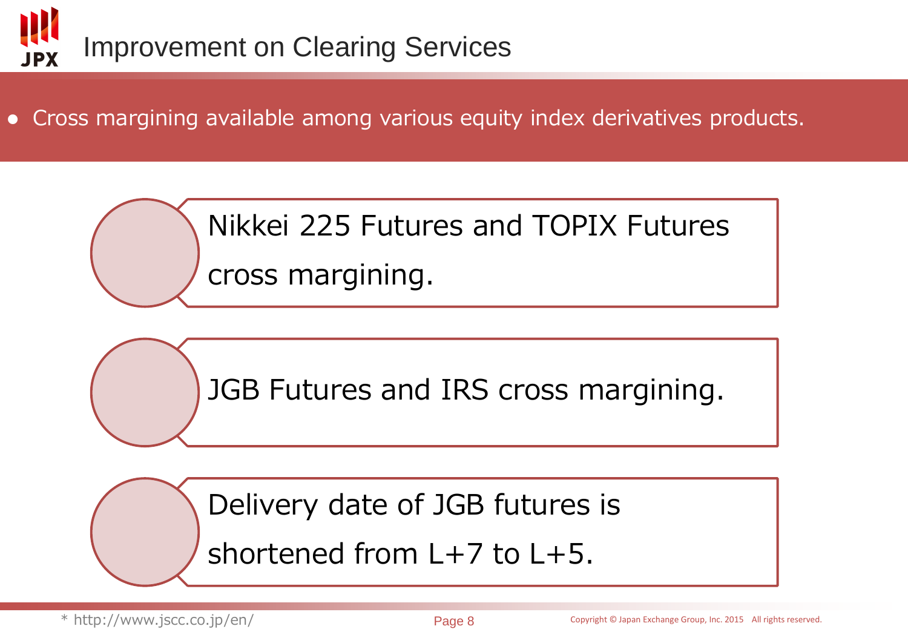# Improvement on Clearing Services

- Cross margining available among various equity index derivatives products.

- Nikkei 225 Futures and TOPIX Futures cross margining.
- JGB Futures and IRS cross margining.
- Delivery date of JGB futures is shortened from L+7 to L+5.

* http://www.jscc.co.jp/en/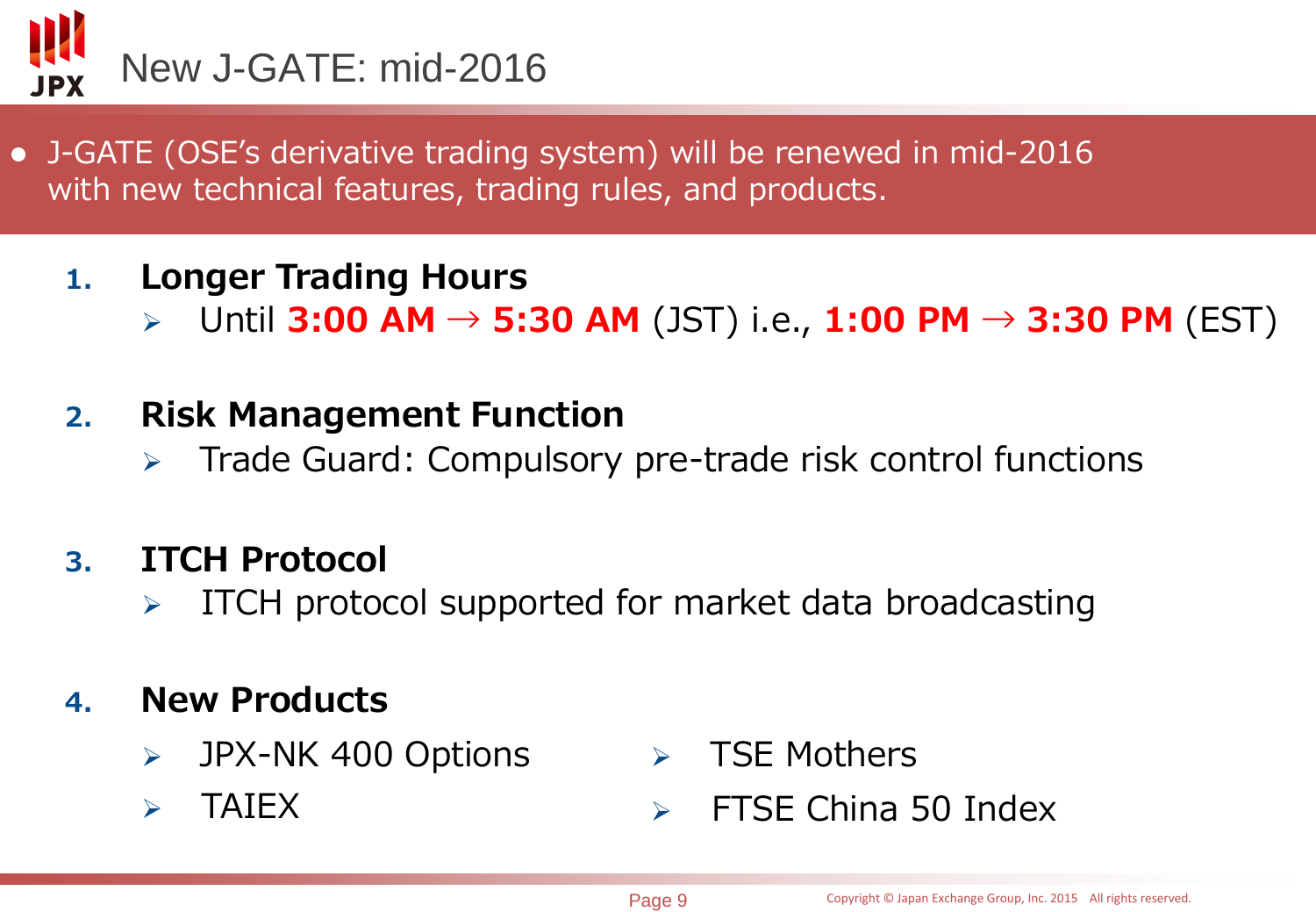# New J-GATE: mid-2016

- J-GATE (OSE's derivative trading system) will be renewed in mid-2016 with new technical features, trading rules, and products.

1. **Longer Trading Hours**
   - Until **3:00 AM** → **5:30 AM** (JST) i.e., **1:00 PM** → **3:30 PM** (EST)

2. **Risk Management Function**
   - Trade Guard: Compulsory pre-trade risk control functions

3. **ITCH Protocol**
   - ITCH protocol supported for market data broadcasting

4. **New Products**
   - JPX-NK 400 Options
   - TAIEX
   - TSE Mothers
   - FTSE China 50 Index

Copyright © Japan Exchange Group, Inc. 2015 All rights reserved.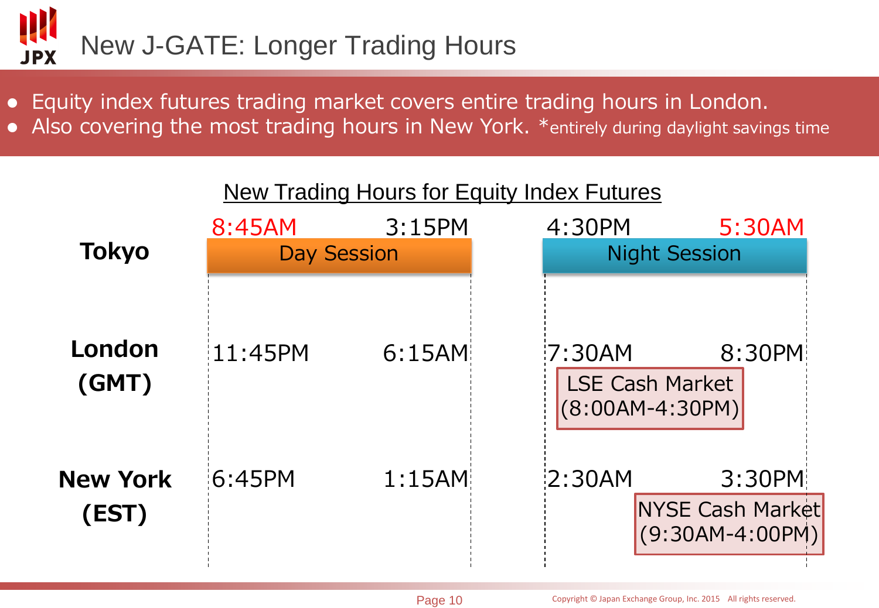# New J-GATE: Longer Trading Hours

- Equity index futures trading market covers entire trading hours in London.
- Also covering the most trading hours in New York. *entirely during daylight savings time

## New Trading Hours for Equity Index Futures

| | Day Session | | Night Session | |
|---|---|---|---|---|
| **Tokyo** | 8:45AM | 3:15PM | 4:30PM | 5:30AM |
| **London (GMT)** | 11:45PM | 6:15AM | 7:30AM | 8:30PM |
| **New York (EST)** | 6:45PM | 1:15AM | 2:30AM | 3:30PM |

LSE Cash Market (8:00AM-4:30PM)

NYSE Cash Market (9:30AM-4:00PM)

Copyright © Japan Exchange Group, Inc. 2015 All rights reserved.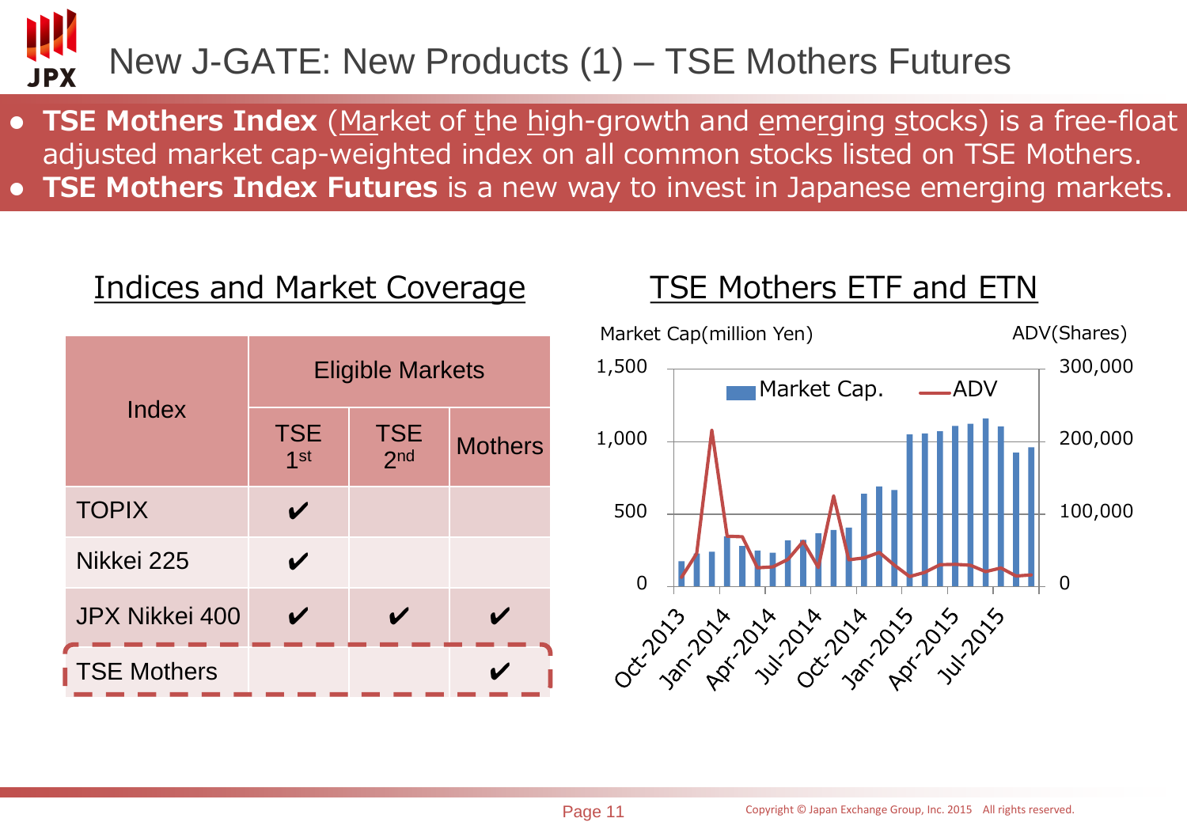# New J-GATE: New Products (1) – TSE Mothers Futures

- **TSE Mothers Index** (Market of the high-growth and emerging stocks) is a free-float adjusted market cap-weighted index on all common stocks listed on TSE Mothers.
- **TSE Mothers Index Futures** is a new way to invest in Japanese emerging markets.

## Indices and Market Coverage

| Index | Eligible Markets | | |
|---|---|---|---|
| | TSE 1st | TSE 2nd | Mothers |
| TOPIX | ✔ | | |
| Nikkei 225 | ✔ | | |
| JPX Nikkei 400 | ✔ | ✔ | ✔ |
| TSE Mothers | | | ✔ |

## TSE Mothers ETF and ETN

Market Cap(million Yen) | ADV(Shares)

Legend: Market Cap. — ADV

Left axis: 0, 500, 1,000, 1,500
Right axis: 0, 100,000, 200,000, 300,000

Oct-2013, Jan-2014, Apr-2014, Jul-2014, Oct-2014, Jan-2015, Apr-2015, Jul-2015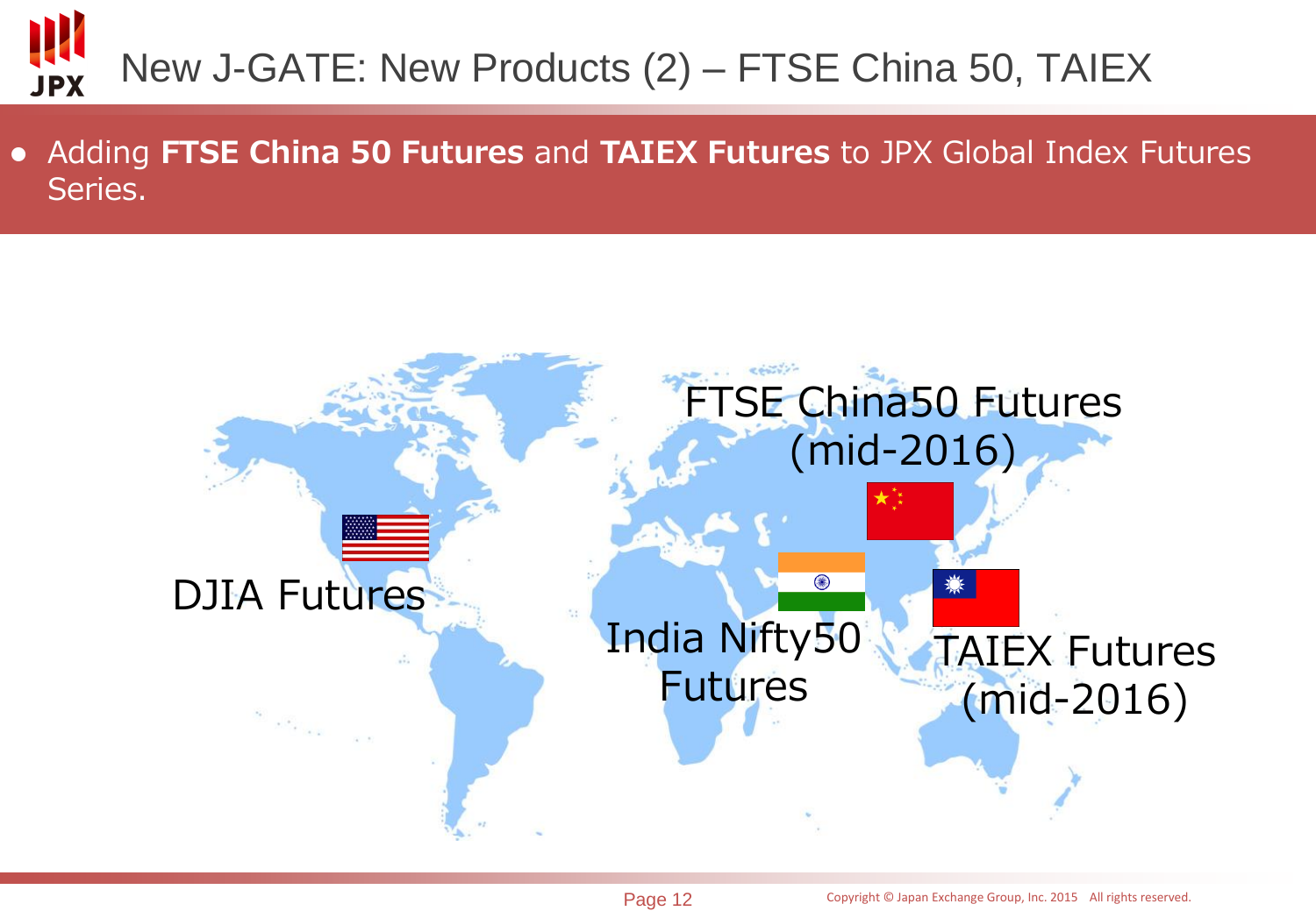# New J-GATE: New Products (2) – FTSE China 50, TAIEX

- Adding **FTSE China 50 Futures** and **TAIEX Futures** to JPX Global Index Futures Series.

DJIA Futures

India Nifty50 Futures

FTSE China50 Futures (mid-2016)

TAIEX Futures (mid-2016)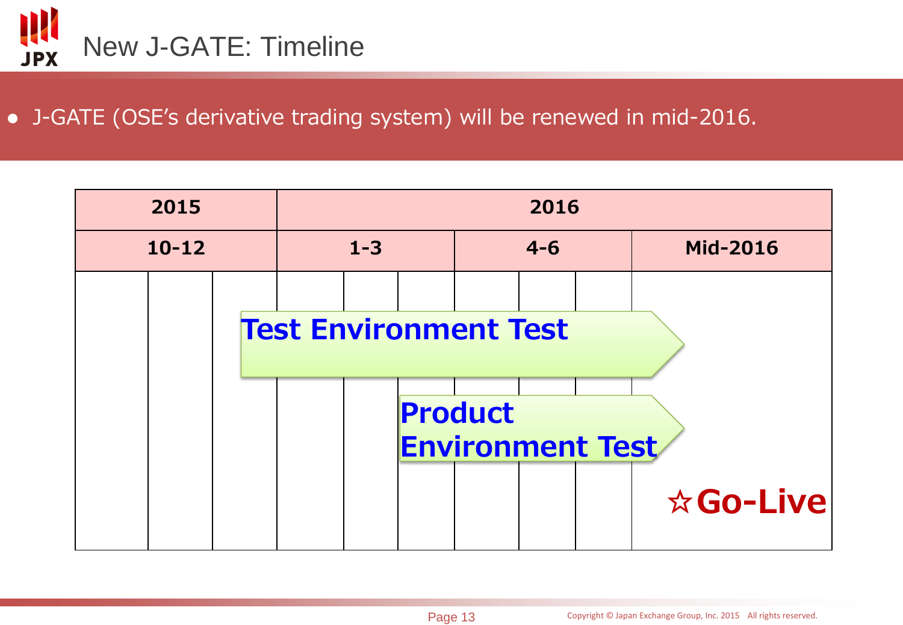# New J-GATE: Timeline

- J-GATE (OSE's derivative trading system) will be renewed in mid-2016.

| 2015 | 2016 | | |
|---|---|---|---|
| 10-12 | 1-3 | 4-6 | Mid-2016 |

**Test Environment Test**

**Product Environment Test**

☆**Go-Live**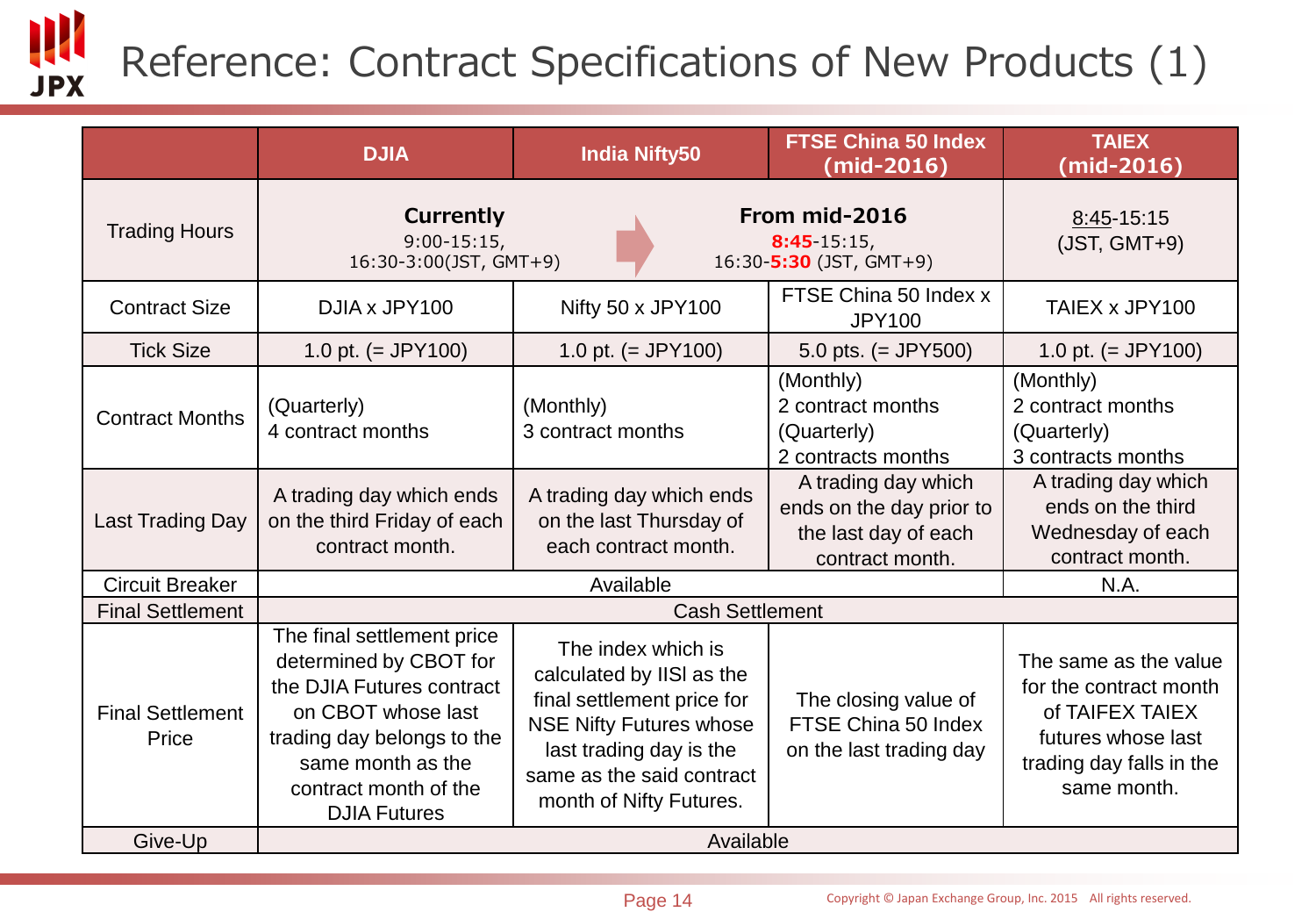# Reference: Contract Specifications of New Products (1)

| | DJIA | India Nifty50 | FTSE China 50 Index (mid-2016) | TAIEX (mid-2016) |
|---|---|---|---|---|
| Trading Hours | **Currently** 9:00-15:15, 16:30-3:00(JST, GMT+9) → **From mid-2016** **8:45**-15:15, 16:30-**5:30** (JST, GMT+9) | | | 8:45-15:15 (JST, GMT+9) |
| Contract Size | DJIA x JPY100 | Nifty 50 x JPY100 | FTSE China 50 Index x JPY100 | TAIEX x JPY100 |
| Tick Size | 1.0 pt. (= JPY100) | 1.0 pt. (= JPY100) | 5.0 pts. (= JPY500) | 1.0 pt. (= JPY100) |
| Contract Months | (Quarterly) 4 contract months | (Monthly) 3 contract months | (Monthly) 2 contract months (Quarterly) 2 contracts months | (Monthly) 2 contract months (Quarterly) 3 contracts months |
| Last Trading Day | A trading day which ends on the third Friday of each contract month. | A trading day which ends on the last Thursday of each contract month. | A trading day which ends on the day prior to the last day of each contract month. | A trading day which ends on the third Wednesday of each contract month. |
| Circuit Breaker | Available | | | N.A. |
| Final Settlement | Cash Settlement | | | |
| Final Settlement Price | The final settlement price determined by CBOT for the DJIA Futures contract on CBOT whose last trading day belongs to the same month as the contract month of the DJIA Futures | The index which is calculated by IISl as the final settlement price for NSE Nifty Futures whose last trading day is the same as the said contract month of Nifty Futures. | The closing value of FTSE China 50 Index on the last trading day | The same as the value for the contract month of TAIFEX TAIEX futures whose last trading day falls in the same month. |
| Give-Up | Available | | | |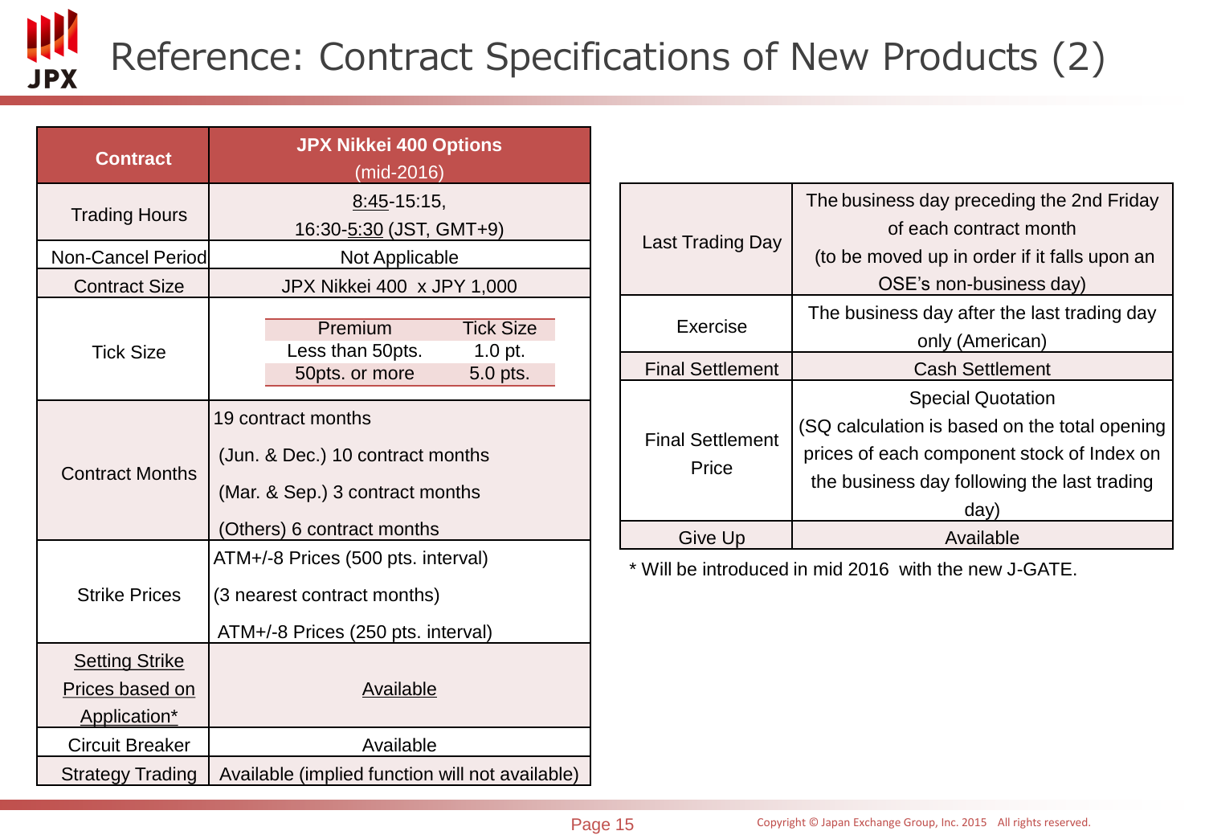# Reference: Contract Specifications of New Products (2)

| Contract | JPX Nikkei 400 Options (mid-2016) |
|---|---|
| Trading Hours | 8:45-15:15, 16:30-5:30 (JST, GMT+9) |
| Non-Cancel Period | Not Applicable |
| Contract Size | JPX Nikkei 400 x JPY 1,000 |
| Tick Size | Premium / Tick Size: Less than 50pts. – 1.0 pt.; 50pts. or more – 5.0 pts. |
| Contract Months | 19 contract months (Jun. & Dec.) 10 contract months (Mar. & Sep.) 3 contract months (Others) 6 contract months |
| Strike Prices | ATM+/-8 Prices (500 pts. interval) (3 nearest contract months) ATM+/-8 Prices (250 pts. interval) |
| Setting Strike Prices based on Application* | Available |
| Circuit Breaker | Available |
| Strategy Trading | Available (implied function will not available) |

| | |
|---|---|
| Last Trading Day | The business day preceding the 2nd Friday of each contract month (to be moved up in order if it falls upon an OSE's non-business day) |
| Exercise | The business day after the last trading day only (American) |
| Final Settlement | Cash Settlement |
| Final Settlement Price | Special Quotation (SQ calculation is based on the total opening prices of each component stock of Index on the business day following the last trading day) |
| Give Up | Available |

\* Will be introduced in mid 2016 with the new J-GATE.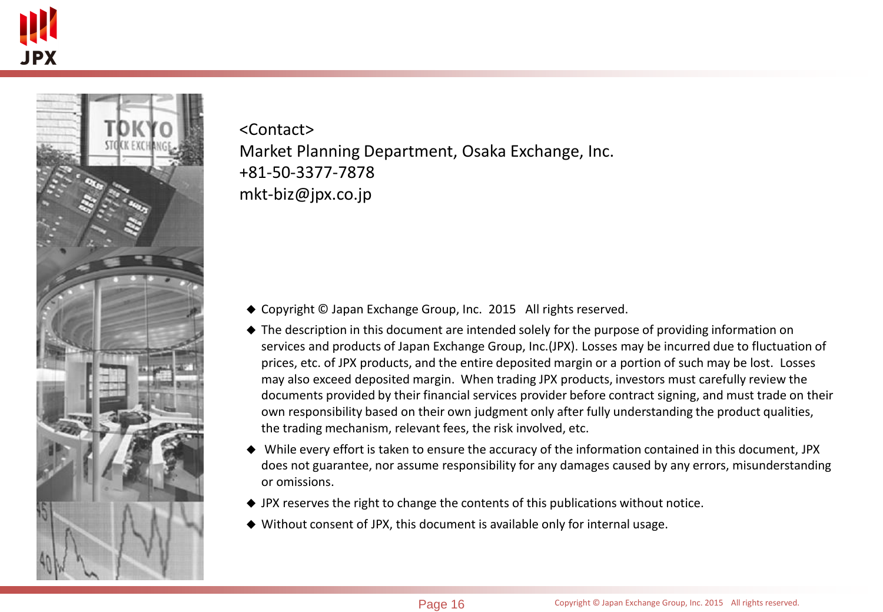<Contact>
Market Planning Department, Osaka Exchange, Inc.
+81-50-3377-7878
mkt-biz@jpx.co.jp

- Copyright © Japan Exchange Group, Inc. 2015 All rights reserved.
- The description in this document are intended solely for the purpose of providing information on services and products of Japan Exchange Group, Inc.(JPX). Losses may be incurred due to fluctuation of prices, etc. of JPX products, and the entire deposited margin or a portion of such may be lost. Losses may also exceed deposited margin. When trading JPX products, investors must carefully review the documents provided by their financial services provider before contract signing, and must trade on their own responsibility based on their own judgment only after fully understanding the product qualities, the trading mechanism, relevant fees, the risk involved, etc.
- While every effort is taken to ensure the accuracy of the information contained in this document, JPX does not guarantee, nor assume responsibility for any damages caused by any errors, misunderstanding or omissions.
- JPX reserves the right to change the contents of this publications without notice.
- Without consent of JPX, this document is available only for internal usage.